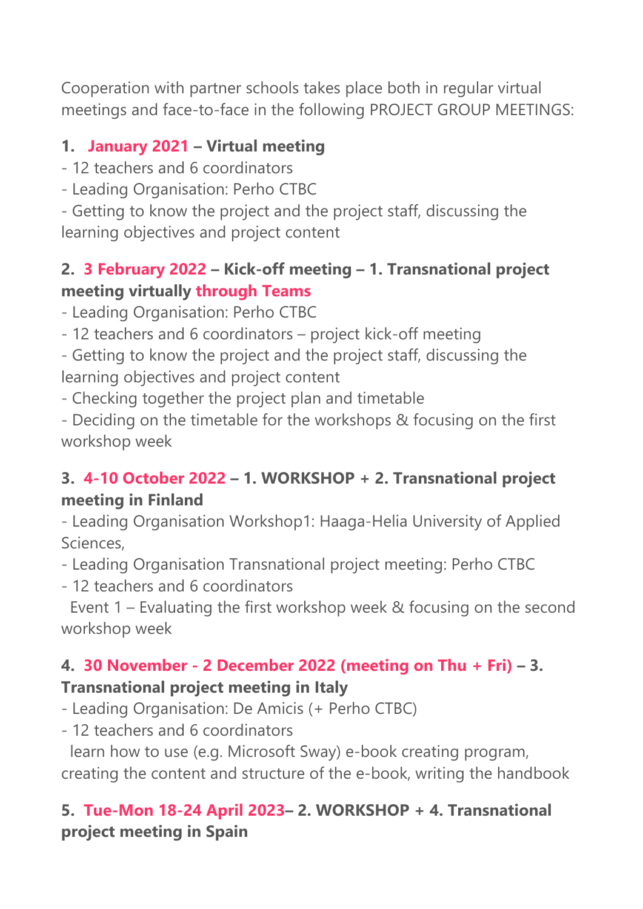Cooperation with partner schools takes place both in regular virtual meetings and face-to-face in the following PROJECT GROUP MEETINGS:

**1. January 2021 – Virtual meeting**

- 12 teachers and 6 coordinators
- Leading Organisation: Perho CTBC
- Getting to know the project and the project staff, discussing the learning objectives and project content

**2. 3 February 2022 – Kick-off meeting – 1. Transnational project meeting virtually through Teams**

- Leading Organisation: Perho CTBC
- 12 teachers and 6 coordinators – project kick-off meeting
- Getting to know the project and the project staff, discussing the learning objectives and project content
- Checking together the project plan and timetable
- Deciding on the timetable for the workshops & focusing on the first workshop week

**3. 4-10 October 2022 – 1. WORKSHOP + 2. Transnational project meeting in Finland**

- Leading Organisation Workshop1: Haaga-Helia University of Applied Sciences,
- Leading Organisation Transnational project meeting: Perho CTBC
- 12 teachers and 6 coordinators

Event 1 – Evaluating the first workshop week & focusing on the second workshop week

**4. 30 November - 2 December 2022 (meeting on Thu + Fri) – 3. Transnational project meeting in Italy**

- Leading Organisation: De Amicis (+ Perho CTBC)
- 12 teachers and 6 coordinators

learn how to use (e.g. Microsoft Sway) e-book creating program, creating the content and structure of the e-book, writing the handbook

**5. Tue-Mon 18-24 April 2023– 2. WORKSHOP + 4. Transnational project meeting in Spain**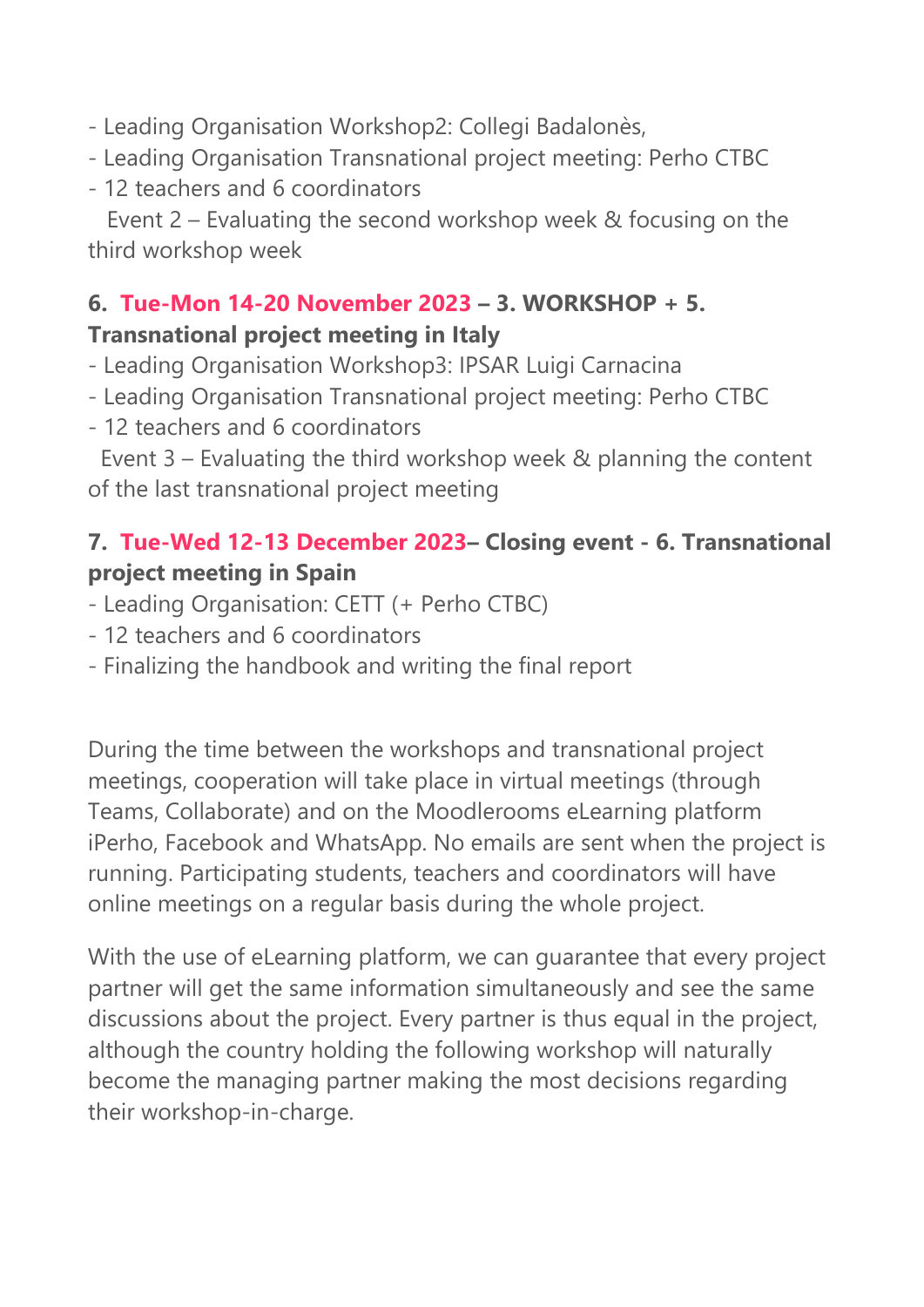- Leading Organisation Workshop2: Collegi Badalonès,
- Leading Organisation Transnational project meeting: Perho CTBC
- 12 teachers and 6 coordinators

Event 2 – Evaluating the second workshop week & focusing on the third workshop week

**6. Tue-Mon 14-20 November 2023 – 3. WORKSHOP + 5. Transnational project meeting in Italy**

- Leading Organisation Workshop3: IPSAR Luigi Carnacina
- Leading Organisation Transnational project meeting: Perho CTBC
- 12 teachers and 6 coordinators

Event 3 – Evaluating the third workshop week & planning the content of the last transnational project meeting

**7. Tue-Wed 12-13 December 2023– Closing event - 6. Transnational project meeting in Spain**

- Leading Organisation: CETT (+ Perho CTBC)
- 12 teachers and 6 coordinators
- Finalizing the handbook and writing the final report

During the time between the workshops and transnational project meetings, cooperation will take place in virtual meetings (through Teams, Collaborate) and on the Moodlerooms eLearning platform iPerho, Facebook and WhatsApp. No emails are sent when the project is running. Participating students, teachers and coordinators will have online meetings on a regular basis during the whole project.

With the use of eLearning platform, we can guarantee that every project partner will get the same information simultaneously and see the same discussions about the project. Every partner is thus equal in the project, although the country holding the following workshop will naturally become the managing partner making the most decisions regarding their workshop-in-charge.